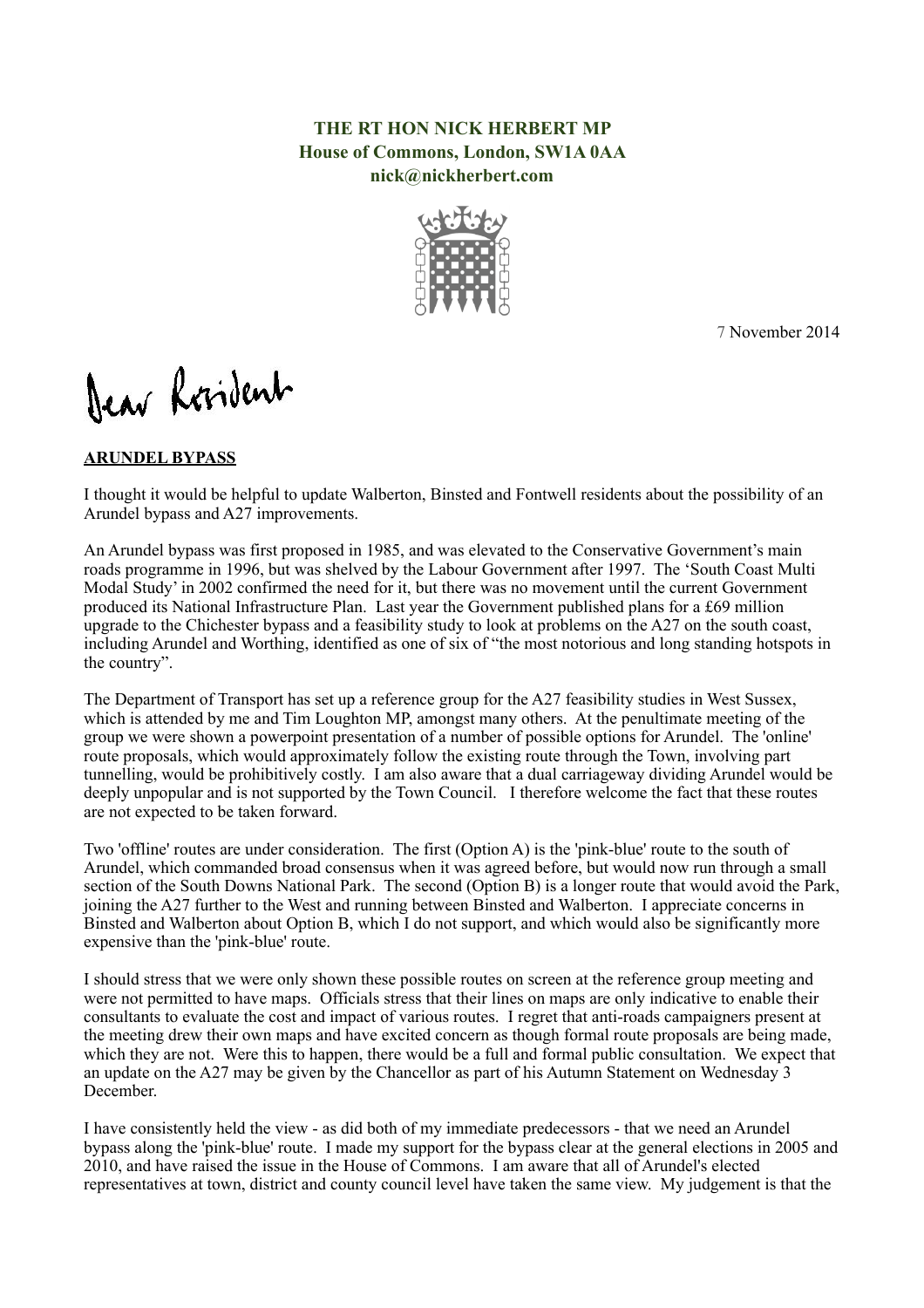**THE RT HON NICK HERBERT MP**
**House of Commons, London, SW1A 0AA**
**nick@nickherbert.com**

7 November 2014

Dear Resident

**ARUNDEL BYPASS**

I thought it would be helpful to update Walberton, Binsted and Fontwell residents about the possibility of an Arundel bypass and A27 improvements.

An Arundel bypass was first proposed in 1985, and was elevated to the Conservative Government's main roads programme in 1996, but was shelved by the Labour Government after 1997. The 'South Coast Multi Modal Study' in 2002 confirmed the need for it, but there was no movement until the current Government produced its National Infrastructure Plan. Last year the Government published plans for a £69 million upgrade to the Chichester bypass and a feasibility study to look at problems on the A27 on the south coast, including Arundel and Worthing, identified as one of six of "the most notorious and long standing hotspots in the country".

The Department of Transport has set up a reference group for the A27 feasibility studies in West Sussex, which is attended by me and Tim Loughton MP, amongst many others. At the penultimate meeting of the group we were shown a powerpoint presentation of a number of possible options for Arundel. The 'online' route proposals, which would approximately follow the existing route through the Town, involving part tunnelling, would be prohibitively costly. I am also aware that a dual carriageway dividing Arundel would be deeply unpopular and is not supported by the Town Council. I therefore welcome the fact that these routes are not expected to be taken forward.

Two 'offline' routes are under consideration. The first (Option A) is the 'pink-blue' route to the south of Arundel, which commanded broad consensus when it was agreed before, but would now run through a small section of the South Downs National Park. The second (Option B) is a longer route that would avoid the Park, joining the A27 further to the West and running between Binsted and Walberton. I appreciate concerns in Binsted and Walberton about Option B, which I do not support, and which would also be significantly more expensive than the 'pink-blue' route.

I should stress that we were only shown these possible routes on screen at the reference group meeting and were not permitted to have maps. Officials stress that their lines on maps are only indicative to enable their consultants to evaluate the cost and impact of various routes. I regret that anti-roads campaigners present at the meeting drew their own maps and have excited concern as though formal route proposals are being made, which they are not. Were this to happen, there would be a full and formal public consultation. We expect that an update on the A27 may be given by the Chancellor as part of his Autumn Statement on Wednesday 3 December.

I have consistently held the view - as did both of my immediate predecessors - that we need an Arundel bypass along the 'pink-blue' route. I made my support for the bypass clear at the general elections in 2005 and 2010, and have raised the issue in the House of Commons. I am aware that all of Arundel's elected representatives at town, district and county council level have taken the same view. My judgement is that the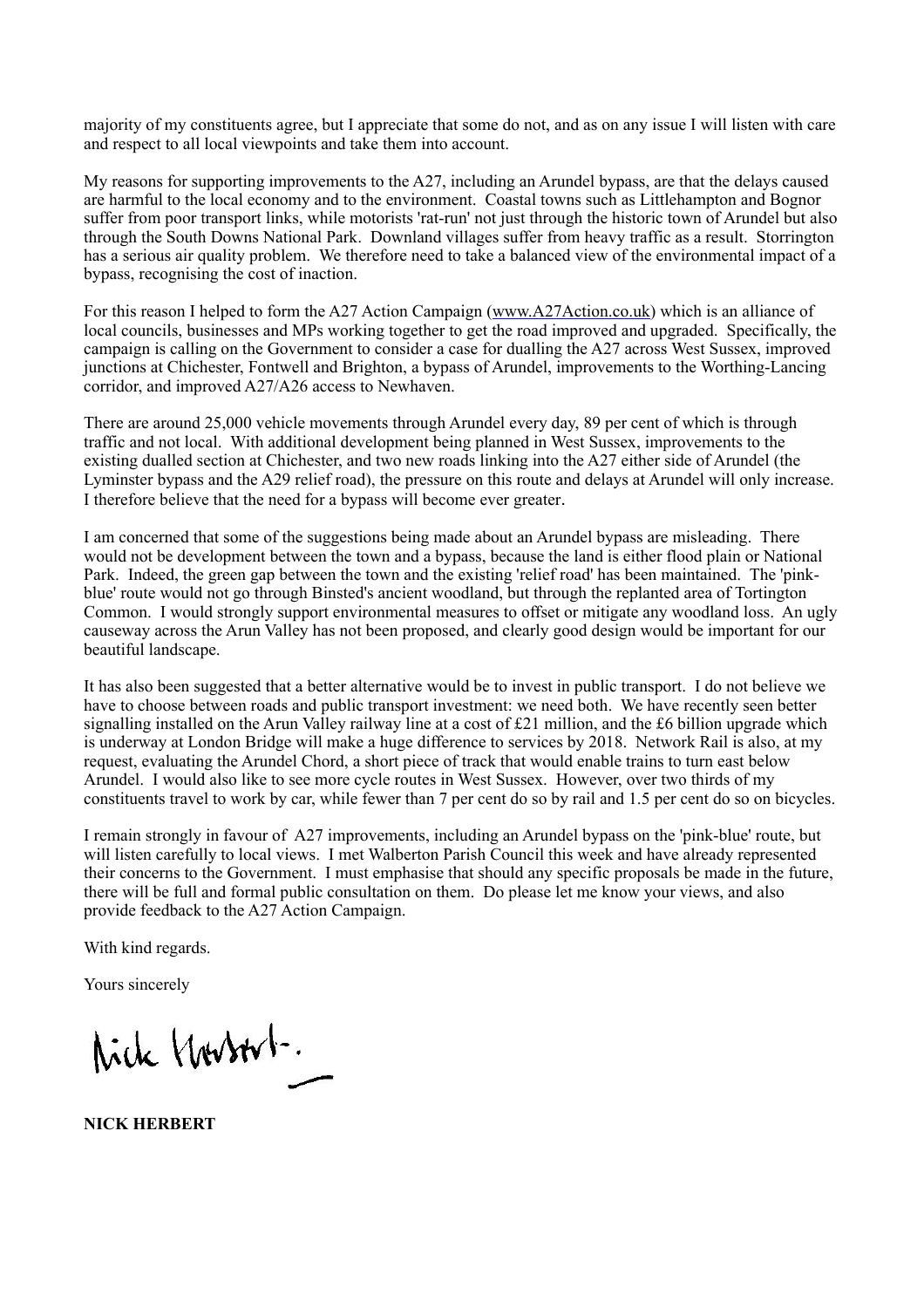majority of my constituents agree, but I appreciate that some do not, and as on any issue I will listen with care and respect to all local viewpoints and take them into account.

My reasons for supporting improvements to the A27, including an Arundel bypass, are that the delays caused are harmful to the local economy and to the environment. Coastal towns such as Littlehampton and Bognor suffer from poor transport links, while motorists 'rat-run' not just through the historic town of Arundel but also through the South Downs National Park. Downland villages suffer from heavy traffic as a result. Storrington has a serious air quality problem. We therefore need to take a balanced view of the environmental impact of a bypass, recognising the cost of inaction.

For this reason I helped to form the A27 Action Campaign (www.A27Action.co.uk) which is an alliance of local councils, businesses and MPs working together to get the road improved and upgraded. Specifically, the campaign is calling on the Government to consider a case for dualling the A27 across West Sussex, improved junctions at Chichester, Fontwell and Brighton, a bypass of Arundel, improvements to the Worthing-Lancing corridor, and improved A27/A26 access to Newhaven.

There are around 25,000 vehicle movements through Arundel every day, 89 per cent of which is through traffic and not local. With additional development being planned in West Sussex, improvements to the existing dualled section at Chichester, and two new roads linking into the A27 either side of Arundel (the Lyminster bypass and the A29 relief road), the pressure on this route and delays at Arundel will only increase. I therefore believe that the need for a bypass will become ever greater.

I am concerned that some of the suggestions being made about an Arundel bypass are misleading. There would not be development between the town and a bypass, because the land is either flood plain or National Park. Indeed, the green gap between the town and the existing 'relief road' has been maintained. The 'pink-blue' route would not go through Binsted's ancient woodland, but through the replanted area of Tortington Common. I would strongly support environmental measures to offset or mitigate any woodland loss. An ugly causeway across the Arun Valley has not been proposed, and clearly good design would be important for our beautiful landscape.

It has also been suggested that a better alternative would be to invest in public transport. I do not believe we have to choose between roads and public transport investment: we need both. We have recently seen better signalling installed on the Arun Valley railway line at a cost of £21 million, and the £6 billion upgrade which is underway at London Bridge will make a huge difference to services by 2018. Network Rail is also, at my request, evaluating the Arundel Chord, a short piece of track that would enable trains to turn east below Arundel. I would also like to see more cycle routes in West Sussex. However, over two thirds of my constituents travel to work by car, while fewer than 7 per cent do so by rail and 1.5 per cent do so on bicycles.

I remain strongly in favour of A27 improvements, including an Arundel bypass on the 'pink-blue' route, but will listen carefully to local views. I met Walberton Parish Council this week and have already represented their concerns to the Government. I must emphasise that should any specific proposals be made in the future, there will be full and formal public consultation on them. Do please let me know your views, and also provide feedback to the A27 Action Campaign.

With kind regards.

Yours sincerely

Nick Herbert

**NICK HERBERT**